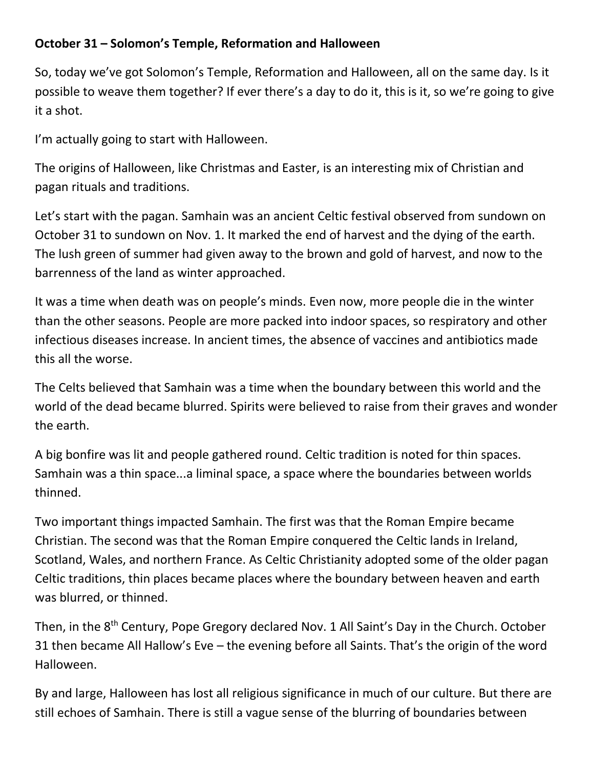**October 31 – Solomon's Temple, Reformation and Halloween**

So, today we've got Solomon's Temple, Reformation and Halloween, all on the same day. Is it possible to weave them together? If ever there's a day to do it, this is it, so we're going to give it a shot.

I'm actually going to start with Halloween.

The origins of Halloween, like Christmas and Easter, is an interesting mix of Christian and pagan rituals and traditions.

Let's start with the pagan. Samhain was an ancient Celtic festival observed from sundown on October 31 to sundown on Nov. 1. It marked the end of harvest and the dying of the earth. The lush green of summer had given away to the brown and gold of harvest, and now to the barrenness of the land as winter approached.

It was a time when death was on people's minds. Even now, more people die in the winter than the other seasons. People are more packed into indoor spaces, so respiratory and other infectious diseases increase. In ancient times, the absence of vaccines and antibiotics made this all the worse.

The Celts believed that Samhain was a time when the boundary between this world and the world of the dead became blurred. Spirits were believed to raise from their graves and wonder the earth.

A big bonfire was lit and people gathered round. Celtic tradition is noted for thin spaces. Samhain was a thin space...a liminal space, a space where the boundaries between worlds thinned.

Two important things impacted Samhain. The first was that the Roman Empire became Christian. The second was that the Roman Empire conquered the Celtic lands in Ireland, Scotland, Wales, and northern France. As Celtic Christianity adopted some of the older pagan Celtic traditions, thin places became places where the boundary between heaven and earth was blurred, or thinned.

Then, in the 8th Century, Pope Gregory declared Nov. 1 All Saint's Day in the Church. October 31 then became All Hallow's Eve – the evening before all Saints. That's the origin of the word Halloween.

By and large, Halloween has lost all religious significance in much of our culture. But there are still echoes of Samhain. There is still a vague sense of the blurring of boundaries between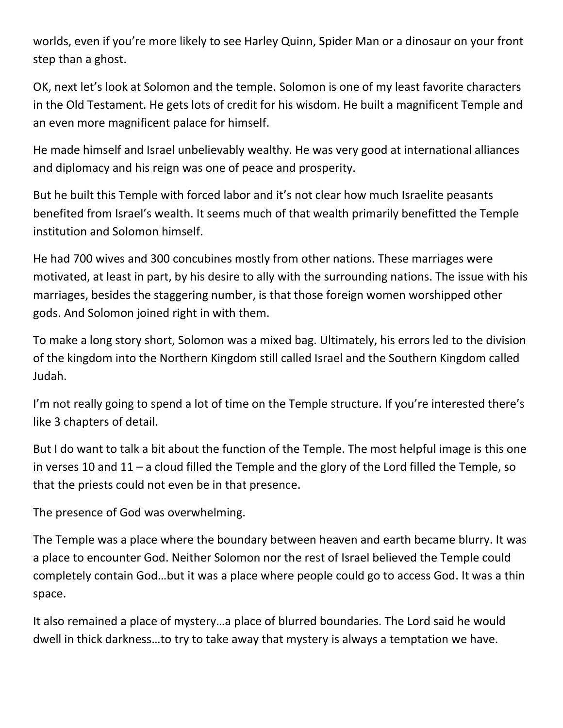worlds, even if you're more likely to see Harley Quinn, Spider Man or a dinosaur on your front step than a ghost.

OK, next let's look at Solomon and the temple. Solomon is one of my least favorite characters in the Old Testament. He gets lots of credit for his wisdom. He built a magnificent Temple and an even more magnificent palace for himself.

He made himself and Israel unbelievably wealthy. He was very good at international alliances and diplomacy and his reign was one of peace and prosperity.

But he built this Temple with forced labor and it's not clear how much Israelite peasants benefited from Israel's wealth. It seems much of that wealth primarily benefitted the Temple institution and Solomon himself.

He had 700 wives and 300 concubines mostly from other nations. These marriages were motivated, at least in part, by his desire to ally with the surrounding nations. The issue with his marriages, besides the staggering number, is that those foreign women worshipped other gods. And Solomon joined right in with them.

To make a long story short, Solomon was a mixed bag. Ultimately, his errors led to the division of the kingdom into the Northern Kingdom still called Israel and the Southern Kingdom called Judah.

I'm not really going to spend a lot of time on the Temple structure. If you're interested there's like 3 chapters of detail.

But I do want to talk a bit about the function of the Temple. The most helpful image is this one in verses 10 and 11 – a cloud filled the Temple and the glory of the Lord filled the Temple, so that the priests could not even be in that presence.

The presence of God was overwhelming.

The Temple was a place where the boundary between heaven and earth became blurry. It was a place to encounter God. Neither Solomon nor the rest of Israel believed the Temple could completely contain God…but it was a place where people could go to access God. It was a thin space.

It also remained a place of mystery…a place of blurred boundaries. The Lord said he would dwell in thick darkness…to try to take away that mystery is always a temptation we have.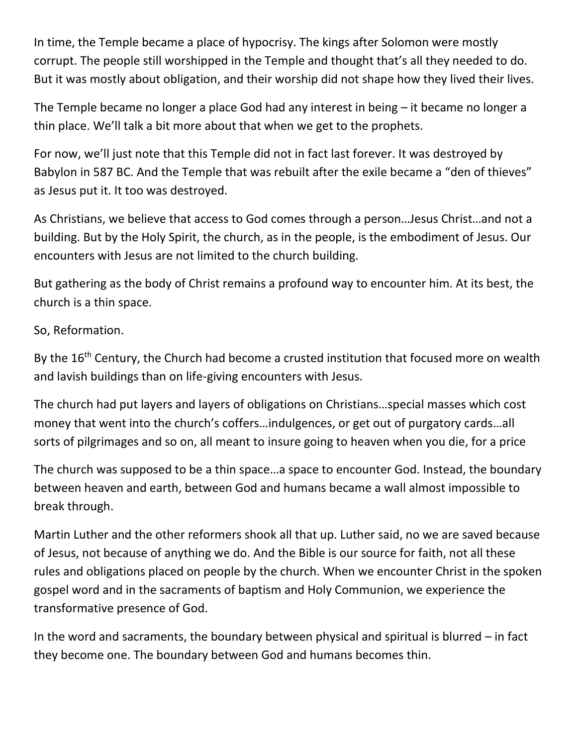In time, the Temple became a place of hypocrisy. The kings after Solomon were mostly corrupt. The people still worshipped in the Temple and thought that's all they needed to do. But it was mostly about obligation, and their worship did not shape how they lived their lives.

The Temple became no longer a place God had any interest in being – it became no longer a thin place. We'll talk a bit more about that when we get to the prophets.

For now, we'll just note that this Temple did not in fact last forever. It was destroyed by Babylon in 587 BC. And the Temple that was rebuilt after the exile became a "den of thieves" as Jesus put it. It too was destroyed.

As Christians, we believe that access to God comes through a person…Jesus Christ…and not a building. But by the Holy Spirit, the church, as in the people, is the embodiment of Jesus. Our encounters with Jesus are not limited to the church building.

But gathering as the body of Christ remains a profound way to encounter him. At its best, the church is a thin space.

So, Reformation.

By the 16th Century, the Church had become a crusted institution that focused more on wealth and lavish buildings than on life-giving encounters with Jesus.

The church had put layers and layers of obligations on Christians…special masses which cost money that went into the church's coffers…indulgences, or get out of purgatory cards…all sorts of pilgrimages and so on, all meant to insure going to heaven when you die, for a price

The church was supposed to be a thin space…a space to encounter God. Instead, the boundary between heaven and earth, between God and humans became a wall almost impossible to break through.

Martin Luther and the other reformers shook all that up. Luther said, no we are saved because of Jesus, not because of anything we do. And the Bible is our source for faith, not all these rules and obligations placed on people by the church. When we encounter Christ in the spoken gospel word and in the sacraments of baptism and Holy Communion, we experience the transformative presence of God.

In the word and sacraments, the boundary between physical and spiritual is blurred – in fact they become one. The boundary between God and humans becomes thin.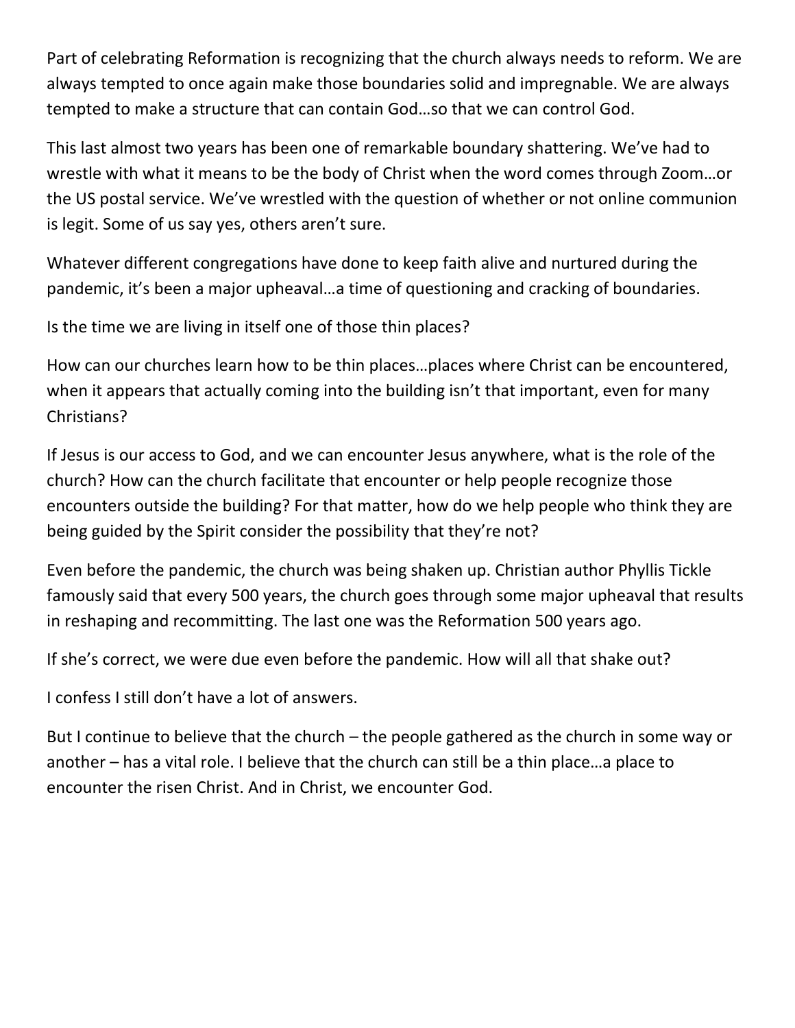Part of celebrating Reformation is recognizing that the church always needs to reform. We are always tempted to once again make those boundaries solid and impregnable. We are always tempted to make a structure that can contain God…so that we can control God.

This last almost two years has been one of remarkable boundary shattering. We've had to wrestle with what it means to be the body of Christ when the word comes through Zoom…or the US postal service. We've wrestled with the question of whether or not online communion is legit. Some of us say yes, others aren't sure.

Whatever different congregations have done to keep faith alive and nurtured during the pandemic, it's been a major upheaval…a time of questioning and cracking of boundaries.

Is the time we are living in itself one of those thin places?

How can our churches learn how to be thin places…places where Christ can be encountered, when it appears that actually coming into the building isn't that important, even for many Christians?

If Jesus is our access to God, and we can encounter Jesus anywhere, what is the role of the church? How can the church facilitate that encounter or help people recognize those encounters outside the building? For that matter, how do we help people who think they are being guided by the Spirit consider the possibility that they're not?

Even before the pandemic, the church was being shaken up. Christian author Phyllis Tickle famously said that every 500 years, the church goes through some major upheaval that results in reshaping and recommitting. The last one was the Reformation 500 years ago.

If she's correct, we were due even before the pandemic. How will all that shake out?

I confess I still don't have a lot of answers.

But I continue to believe that the church – the people gathered as the church in some way or another – has a vital role. I believe that the church can still be a thin place…a place to encounter the risen Christ. And in Christ, we encounter God.